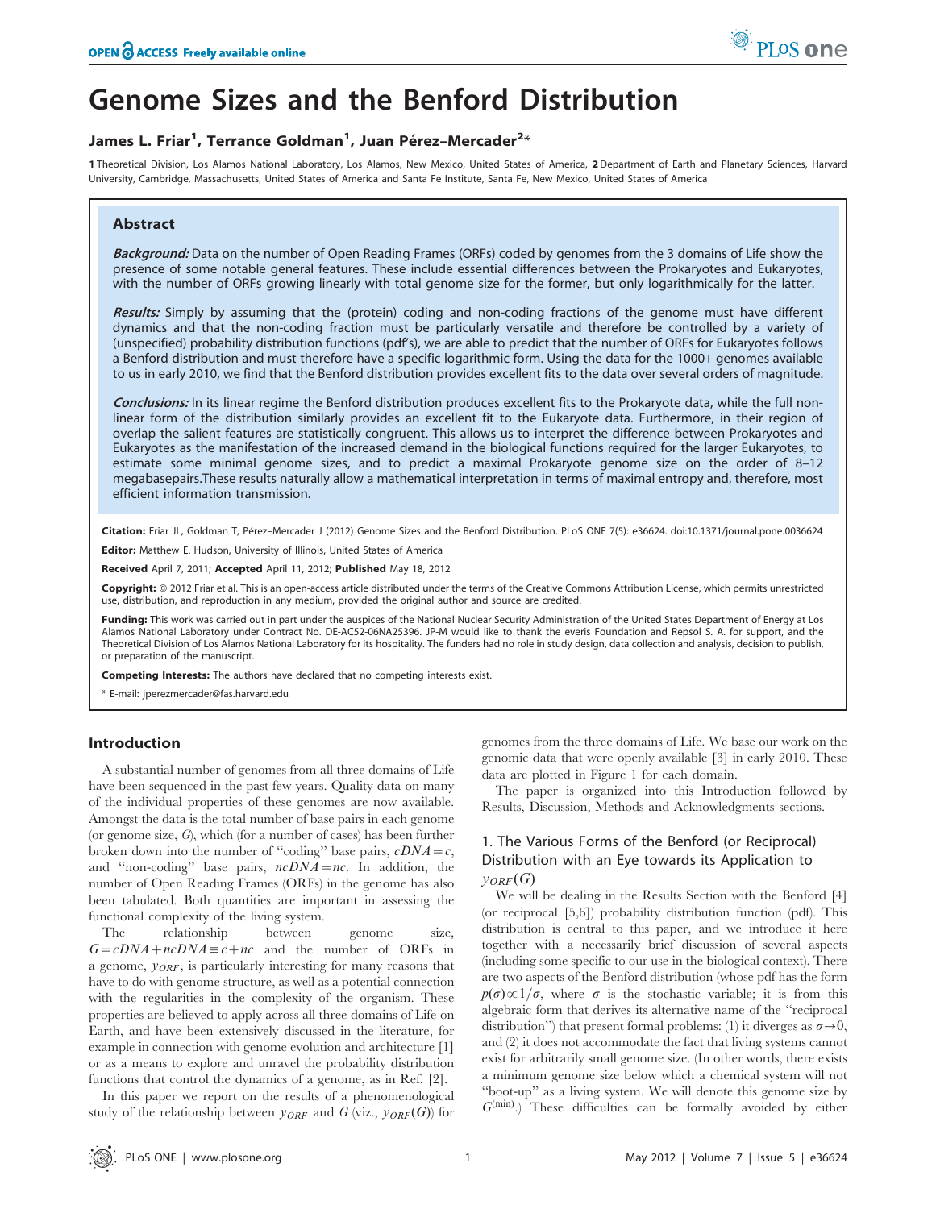# Genome Sizes and the Benford Distribution

**James L. Friar[1], Terrance Goldman[1], Juan Pérez–Mercader[2]***

**1** Theoretical Division, Los Alamos National Laboratory, Los Alamos, New Mexico, United States of America, **2** Department of Earth and Planetary Sciences, Harvard University, Cambridge, Massachusetts, United States of America and Santa Fe Institute, Santa Fe, New Mexico, United States of America

## Abstract

***Background:*** Data on the number of Open Reading Frames (ORFs) coded by genomes from the 3 domains of Life show the presence of some notable general features. These include essential differences between the Prokaryotes and Eukaryotes, with the number of ORFs growing linearly with total genome size for the former, but only logarithmically for the latter.

***Results:*** Simply by assuming that the (protein) coding and non-coding fractions of the genome must have different dynamics and that the non-coding fraction must be particularly versatile and therefore be controlled by a variety of (unspecified) probability distribution functions (pdf's), we are able to predict that the number of ORFs for Eukaryotes follows a Benford distribution and must therefore have a specific logarithmic form. Using the data for the 1000+ genomes available to us in early 2010, we find that the Benford distribution provides excellent fits to the data over several orders of magnitude.

***Conclusions:*** In its linear regime the Benford distribution produces excellent fits to the Prokaryote data, while the full non-linear form of the distribution similarly provides an excellent fit to the Eukaryote data. Furthermore, in their region of overlap the salient features are statistically congruent. This allows us to interpret the difference between Prokaryotes and Eukaryotes as the manifestation of the increased demand in the biological functions required for the larger Eukaryotes, to estimate some minimal genome sizes, and to predict a maximal Prokaryote genome size on the order of 8–12 megabasepairs.These results naturally allow a mathematical interpretation in terms of maximal entropy and, therefore, most efficient information transmission.

**Citation:** Friar JL, Goldman T, Pérez–Mercader J (2012) Genome Sizes and the Benford Distribution. PLoS ONE 7(5): e36624. doi:10.1371/journal.pone.0036624

**Editor:** Matthew E. Hudson, University of Illinois, United States of America

**Received** April 7, 2011; **Accepted** April 11, 2012; **Published** May 18, 2012

**Copyright:** © 2012 Friar et al. This is an open-access article distributed under the terms of the Creative Commons Attribution License, which permits unrestricted use, distribution, and reproduction in any medium, provided the original author and source are credited.

**Funding:** This work was carried out in part under the auspices of the National Nuclear Security Administration of the United States Department of Energy at Los Alamos National Laboratory under Contract No. DE-AC52-06NA25396. JP-M would like to thank the everis Foundation and Repsol S. A. for support, and the Theoretical Division of Los Alamos National Laboratory for its hospitality. The funders had no role in study design, data collection and analysis, decision to publish, or preparation of the manuscript.

**Competing Interests:** The authors have declared that no competing interests exist.

\* E-mail: jperezmercader@fas.harvard.edu

## Introduction

A substantial number of genomes from all three domains of Life have been sequenced in the past few years. Quality data on many of the individual properties of these genomes are now available. Amongst the data is the total number of base pairs in each genome (or genome size, $G$), which (for a number of cases) has been further broken down into the number of "coding" base pairs, $cDNA = c$, and "non-coding" base pairs, $ncDNA = nc$. In addition, the number of Open Reading Frames (ORFs) in the genome has also been tabulated. Both quantities are important in assessing the functional complexity of the living system.

The relationship between genome size, $G = cDNA + ncDNA \equiv c + nc$ and the number of ORFs in a genome, $y_{ORF}$, is particularly interesting for many reasons that have to do with genome structure, as well as a potential connection with the regularities in the complexity of the organism. These properties are believed to apply across all three domains of Life on Earth, and have been extensively discussed in the literature, for example in connection with genome evolution and architecture [1] or as a means to explore and unravel the probability distribution functions that control the dynamics of a genome, as in Ref. [2].

In this paper we report on the results of a phenomenological study of the relationship between $y_{ORF}$ and $G$ (viz., $y_{ORF}(G)$) for genomes from the three domains of Life. We base our work on the genomic data that were openly available [3] in early 2010. These data are plotted in Figure 1 for each domain.

The paper is organized into this Introduction followed by Results, Discussion, Methods and Acknowledgments sections.

### 1. The Various Forms of the Benford (or Reciprocal) Distribution with an Eye towards its Application to $y_{ORF}(G)$

We will be dealing in the Results Section with the Benford [4] (or reciprocal [5,6]) probability distribution function (pdf). This distribution is central to this paper, and we introduce it here together with a necessarily brief discussion of several aspects (including some specific to our use in the biological context). There are two aspects of the Benford distribution (whose pdf has the form $p(\sigma) \propto 1/\sigma$, where $\sigma$ is the stochastic variable; it is from this algebraic form that derives its alternative name of the "reciprocal distribution") that present formal problems: (1) it diverges as $\sigma \rightarrow 0$, and (2) it does not accommodate the fact that living systems cannot exist for arbitrarily small genome size. (In other words, there exists a minimum genome size below which a chemical system will not "boot-up" as a living system. We will denote this genome size by $G^{(\mathrm{min})}$.) These difficulties can be formally avoided by either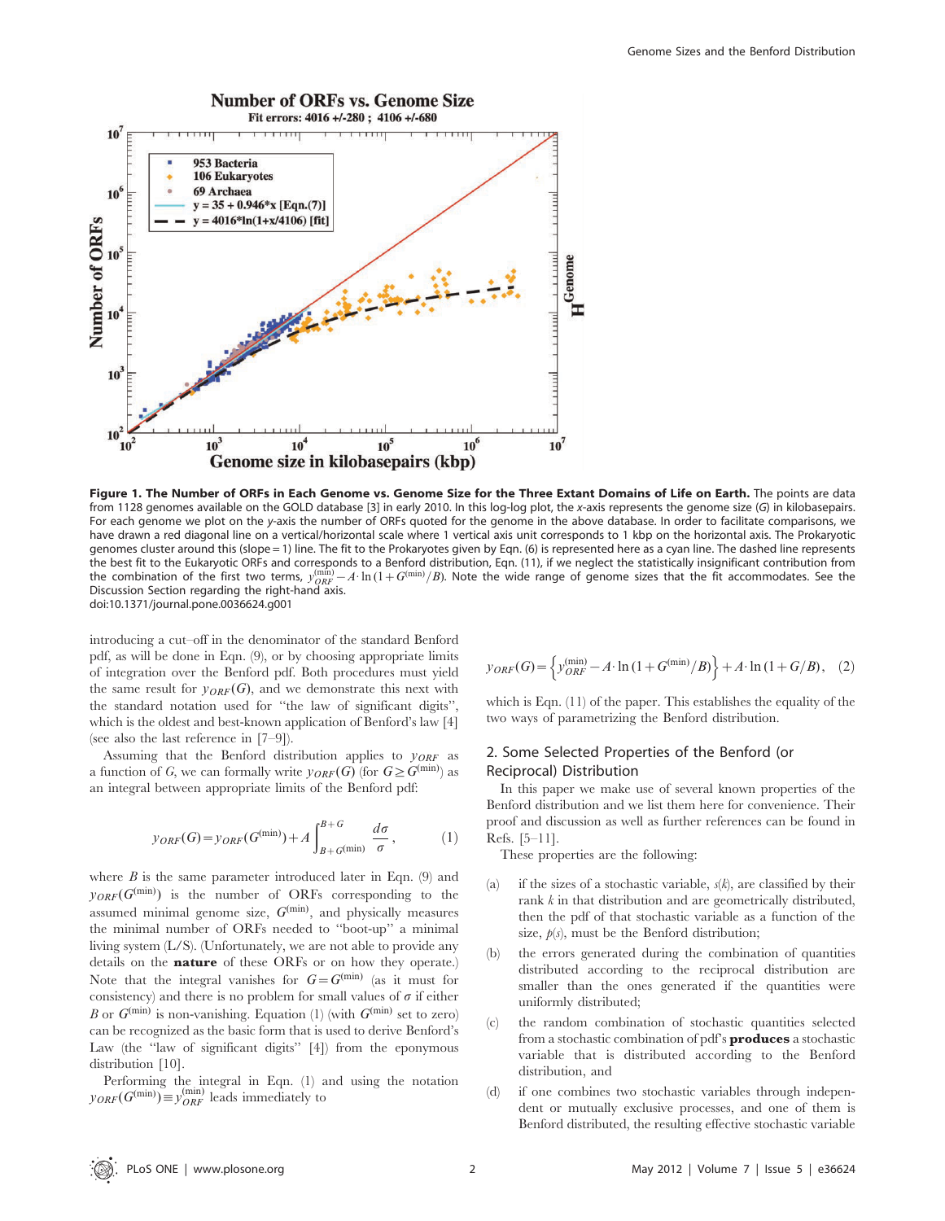**Figure 1. The Number of ORFs in Each Genome vs. Genome Size for the Three Extant Domains of Life on Earth.** The points are data from 1128 genomes available on the GOLD database [3] in early 2010. In this log-log plot, the *x*-axis represents the genome size (*G*) in kilobasepairs. For each genome we plot on the *y*-axis the number of ORFs quoted for the genome in the above database. In order to facilitate comparisons, we have drawn a red diagonal line on a vertical/horizontal scale where 1 vertical axis unit corresponds to 1 kbp on the horizontal axis. The Prokaryotic genomes cluster around this (slope = 1) line. The fit to the Prokaryotes given by Eqn. (6) is represented here as a cyan line. The dashed line represents the best fit to the Eukaryotic ORFs and corresponds to a Benford distribution, Eqn. (11), if we neglect the statistically insignificant contribution from the combination of the first two terms, $y_{ORF}^{(\min)} - A \cdot \ln(1 + G^{(\min)}/B)$. Note the wide range of genome sizes that the fit accommodates. See the Discussion Section regarding the right-hand axis.
doi:10.1371/journal.pone.0036624.g001

introducing a cut–off in the denominator of the standard Benford pdf, as will be done in Eqn. (9), or by choosing appropriate limits of integration over the Benford pdf. Both procedures must yield the same result for $y_{ORF}(G)$, and we demonstrate this next with the standard notation used for "the law of significant digits", which is the oldest and best-known application of Benford's law [4] (see also the last reference in [7–9]).

Assuming that the Benford distribution applies to $y_{ORF}$ as a function of $G$, we can formally write $y_{ORF}(G)$ (for $G \geq G^{(\min)}$) as an integral between appropriate limits of the Benford pdf:

$$y_{ORF}(G) = y_{ORF}(G^{(\min)}) + A \int_{B+G^{(\min)}}^{B+G} \frac{d\sigma}{\sigma}, \qquad (1)$$

where $B$ is the same parameter introduced later in Eqn. (9) and $y_{ORF}(G^{(\min)})$ is the number of ORFs corresponding to the assumed minimal genome size, $G^{(\min)}$, and physically measures the minimal number of ORFs needed to "boot-up" a minimal living system (L/S). (Unfortunately, we are not able to provide any details on the **nature** of these ORFs or on how they operate.) Note that the integral vanishes for $G = G^{(\min)}$ (as it must for consistency) and there is no problem for small values of $\sigma$ if either $B$ or $G^{(\min)}$ is non-vanishing. Equation (1) (with $G^{(\min)}$ set to zero) can be recognized as the basic form that is used to derive Benford's Law (the "law of significant digits" [4]) from the eponymous distribution [10].

Performing the integral in Eqn. (1) and using the notation $y_{ORF}(G^{(\min)}) \equiv y_{ORF}^{(\min)}$ leads immediately to

$$y_{ORF}(G) = \left\{ y_{ORF}^{(\min)} - A \cdot \ln(1 + G^{(\min)}/B) \right\} + A \cdot \ln(1 + G/B), \qquad (2)$$

which is Eqn. (11) of the paper. This establishes the equality of the two ways of parametrizing the Benford distribution.

## 2. Some Selected Properties of the Benford (or Reciprocal) Distribution

In this paper we make use of several known properties of the Benford distribution and we list them here for convenience. Their proof and discussion as well as further references can be found in Refs. [5–11].

These properties are the following:

(a) if the sizes of a stochastic variable, $s(k)$, are classified by their rank $k$ in that distribution and are geometrically distributed, then the pdf of that stochastic variable as a function of the size, $p(s)$, must be the Benford distribution;

(b) the errors generated during the combination of quantities distributed according to the reciprocal distribution are smaller than the ones generated if the quantities were uniformly distributed;

(c) the random combination of stochastic quantities selected from a stochastic combination of pdf's **produces** a stochastic variable that is distributed according to the Benford distribution, and

(d) if one combines two stochastic variables through independent or mutually exclusive processes, and one of them is Benford distributed, the resulting effective stochastic variable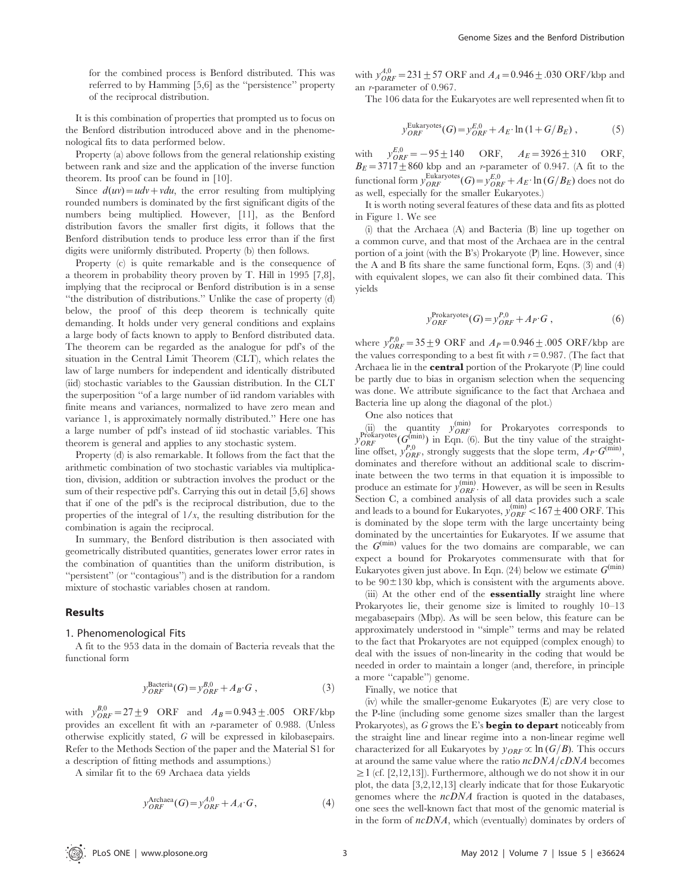for the combined process is Benford distributed. This was referred to by Hamming [5,6] as the "persistence" property of the reciprocal distribution.

It is this combination of properties that prompted us to focus on the Benford distribution introduced above and in the phenomenological fits to data performed below.

Property (a) above follows from the general relationship existing between rank and size and the application of the inverse function theorem. Its proof can be found in [10].

Since $d(uv) = udv + vdu$, the error resulting from multiplying rounded numbers is dominated by the first significant digits of the numbers being multiplied. However, [11], as the Benford distribution favors the smaller first digits, it follows that the Benford distribution tends to produce less error than if the first digits were uniformly distributed. Property (b) then follows.

Property (c) is quite remarkable and is the consequence of a theorem in probability theory proven by T. Hill in 1995 [7,8], implying that the reciprocal or Benford distribution is in a sense "the distribution of distributions." Unlike the case of property (d) below, the proof of this deep theorem is technically quite demanding. It holds under very general conditions and explains a large body of facts known to apply to Benford distributed data. The theorem can be regarded as the analogue for pdf's of the situation in the Central Limit Theorem (CLT), which relates the law of large numbers for independent and identically distributed (iid) stochastic variables to the Gaussian distribution. In the CLT the superposition "of a large number of iid random variables with finite means and variances, normalized to have zero mean and variance 1, is approximately normally distributed." Here one has a large number of pdf's instead of iid stochastic variables. This theorem is general and applies to any stochastic system.

Property (d) is also remarkable. It follows from the fact that the arithmetic combination of two stochastic variables via multiplication, division, addition or subtraction involves the product or the sum of their respective pdf's. Carrying this out in detail [5,6] shows that if one of the pdf's is the reciprocal distribution, due to the properties of the integral of $1/x$, the resulting distribution for the combination is again the reciprocal.

In summary, the Benford distribution is then associated with geometrically distributed quantities, generates lower error rates in the combination of quantities than the uniform distribution, is "persistent" (or "contagious") and is the distribution for a random mixture of stochastic variables chosen at random.

## Results

### 1. Phenomenological Fits

A fit to the 953 data in the domain of Bacteria reveals that the functional form

$$y_{ORF}^{\text{Bacteria}}(G) = y_{ORF}^{B,0} + A_B \cdot G\,, \tag{3}$$

with $y_{ORF}^{B,0} = 27 \pm 9$ ORF and $A_B = 0.943 \pm .005$ ORF/kbp provides an excellent fit with an $r$-parameter of 0.988. (Unless otherwise explicitly stated, $G$ will be expressed in kilobasepairs. Refer to the Methods Section of the paper and the Material S1 for a description of fitting methods and assumptions.)

A similar fit to the 69 Archaea data yields

$$y_{ORF}^{\text{Archaea}}(G) = y_{ORF}^{A,0} + A_A \cdot G, \tag{4}$$

with $y_{ORF}^{A,0} = 231 \pm 57$ ORF and $A_A = 0.946 \pm .030$ ORF/kbp and an $r$-parameter of 0.967.

The 106 data for the Eukaryotes are well represented when fit to

$$y_{ORF}^{\text{Eukaryotes}}(G) = y_{ORF}^{E,0} + A_E \cdot \ln\left(1 + G/B_E\right)\,, \tag{5}$$

with $y_{ORF}^{E,0} = -95 \pm 140$ ORF, $A_E = 3926 \pm 310$ ORF, $B_E = 3717 \pm 860$ kbp and an $r$-parameter of 0.947. (A fit to the functional form $y_{ORF}^{\text{Eukaryotes}}(G) = y_{ORF}^{E,0} + A_E \cdot \ln(G/B_E)$ does not do as well, especially for the smaller Eukaryotes.)

It is worth noting several features of these data and fits as plotted in Figure 1. We see

(i) that the Archaea (A) and Bacteria (B) line up together on a common curve, and that most of the Archaea are in the central portion of a joint (with the B's) Prokaryote (P) line. However, since the A and B fits share the same functional form, Eqns. (3) and (4) with equivalent slopes, we can also fit their combined data. This yields

$$y_{ORF}^{\text{Prokaryotes}}(G) = y_{ORF}^{P,0} + A_P \cdot G\,, \tag{6}$$

where $y_{ORF}^{P,0} = 35 \pm 9$ ORF and $A_P = 0.946 \pm .005$ ORF/kbp are the values corresponding to a best fit with $r = 0.987$. (The fact that Archaea lie in the **central** portion of the Prokaryote (P) line could be partly due to bias in organism selection when the sequencing was done. We attribute significance to the fact that Archaea and Bacteria line up along the diagonal of the plot.)

One also notices that

(ii) the quantity $y_{ORF}^{(\min)}$ for Prokaryotes corresponds to $y_{ORF}^{\text{Prokaryotes}}(G^{(\min)})$ in Eqn. (6). But the tiny value of the straight-line offset, $y_{ORF}^{P,0}$, strongly suggests that the slope term, $A_P \cdot G^{(\min)}$, dominates and therefore without an additional scale to discriminate between the two terms in that equation it is impossible to produce an estimate for $y_{ORF}^{(\min)}$. However, as will be seen in Results Section C, a combined analysis of all data provides such a scale and leads to a bound for Eukaryotes, $y_{ORF}^{(\min)} < 167 \pm 400$ ORF. This is dominated by the slope term with the large uncertainty being dominated by the uncertainties for Eukaryotes. If we assume that the $G^{(\min)}$ values for the two domains are comparable, we can expect a bound for Prokaryotes commensurate with that for Eukaryotes given just above. In Eqn. (24) below we estimate $G^{(\min)}$ to be $90 \pm 130$ kbp, which is consistent with the arguments above.

(iii) At the other end of the **essentially** straight line where Prokaryotes lie, their genome size is limited to roughly 10–13 megabasepairs (Mbp). As will be seen below, this feature can be approximately understood in "simple" terms and may be related to the fact that Prokaryotes are not equipped (complex enough) to deal with the issues of non-linearity in the coding that would be needed in order to maintain a longer (and, therefore, in principle a more "capable") genome.

Finally, we notice that

(iv) while the smaller-genome Eukaryotes (E) are very close to the P-line (including some genome sizes smaller than the largest Prokaryotes), as $G$ grows the E's **begin to depart** noticeably from the straight line and linear regime into a non-linear regime well characterized for all Eukaryotes by $y_{ORF} \propto \ln(G/B)$. This occurs at around the same value where the ratio $ncDNA/cDNA$ becomes $\geq 1$ (cf. [2,12,13]). Furthermore, although we do not show it in our plot, the data [3,2,12,13] clearly indicate that for those Eukaryotic genomes where the $ncDNA$ fraction is quoted in the databases, one sees the well-known fact that most of the genomic material is in the form of $ncDNA$, which (eventually) dominates by orders of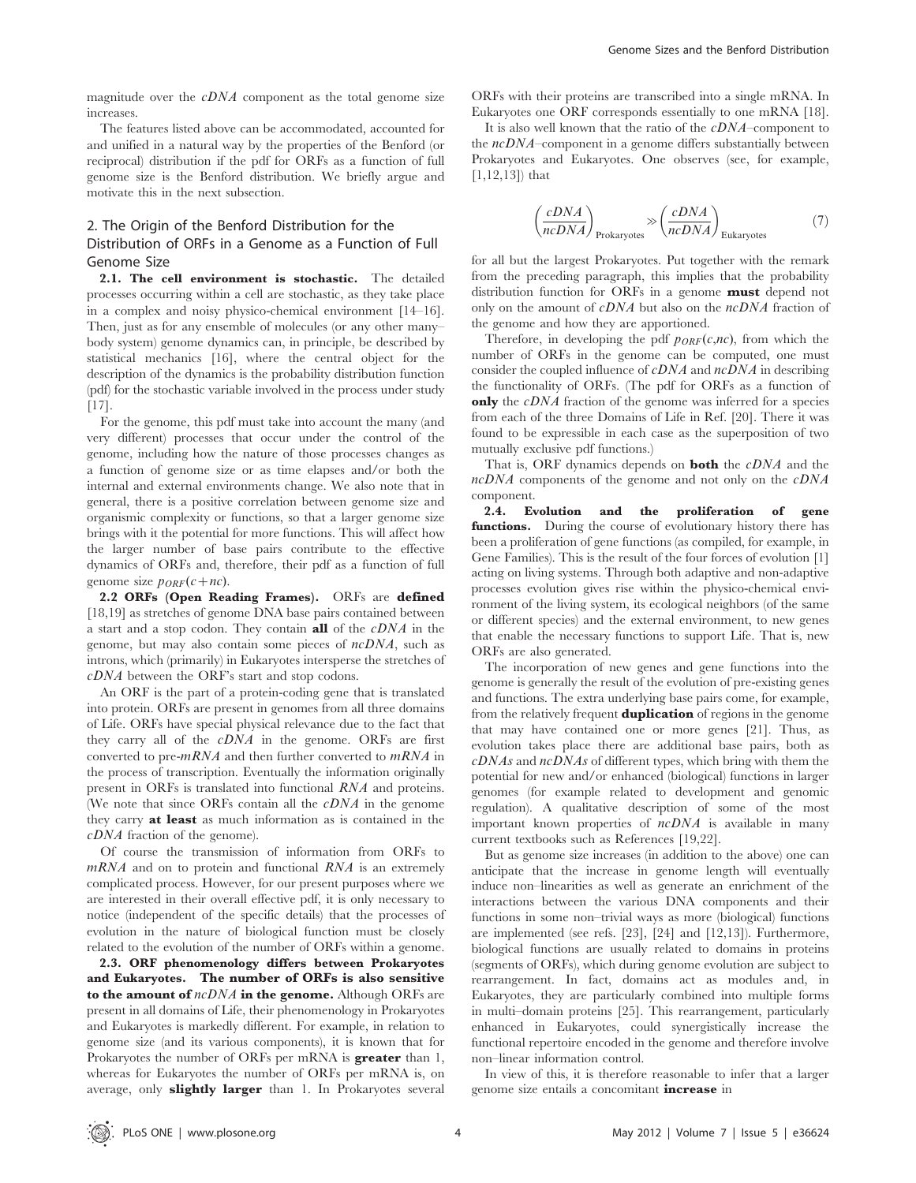magnitude over the *cDNA* component as the total genome size increases.

The features listed above can be accommodated, accounted for and unified in a natural way by the properties of the Benford (or reciprocal) distribution if the pdf for ORFs as a function of full genome size is the Benford distribution. We briefly argue and motivate this in the next subsection.

## 2. The Origin of the Benford Distribution for the Distribution of ORFs in a Genome as a Function of Full Genome Size

**2.1. The cell environment is stochastic.** The detailed processes occurring within a cell are stochastic, as they take place in a complex and noisy physico-chemical environment [14–16]. Then, just as for any ensemble of molecules (or any other many–body system) genome dynamics can, in principle, be described by statistical mechanics [16], where the central object for the description of the dynamics is the probability distribution function (pdf) for the stochastic variable involved in the process under study [17].

For the genome, this pdf must take into account the many (and very different) processes that occur under the control of the genome, including how the nature of those processes changes as a function of genome size or as time elapses and/or both the internal and external environments change. We also note that in general, there is a positive correlation between genome size and organismic complexity or functions, so that a larger genome size brings with it the potential for more functions. This will affect how the larger number of base pairs contribute to the effective dynamics of ORFs and, therefore, their pdf as a function of full genome size $p_{ORF}(c+nc)$.

**2.2 ORFs (Open Reading Frames).** ORFs are **defined** [18,19] as stretches of genome DNA base pairs contained between a start and a stop codon. They contain **all** of the *cDNA* in the genome, but may also contain some pieces of *ncDNA*, such as introns, which (primarily) in Eukaryotes intersperse the stretches of *cDNA* between the ORF's start and stop codons.

An ORF is the part of a protein-coding gene that is translated into protein. ORFs are present in genomes from all three domains of Life. ORFs have special physical relevance due to the fact that they carry all of the *cDNA* in the genome. ORFs are first converted to pre-*mRNA* and then further converted to *mRNA* in the process of transcription. Eventually the information originally present in ORFs is translated into functional *RNA* and proteins. (We note that since ORFs contain all the *cDNA* in the genome they carry **at least** as much information as is contained in the *cDNA* fraction of the genome).

Of course the transmission of information from ORFs to *mRNA* and on to protein and functional *RNA* is an extremely complicated process. However, for our present purposes where we are interested in their overall effective pdf, it is only necessary to notice (independent of the specific details) that the processes of evolution in the nature of biological function must be closely related to the evolution of the number of ORFs within a genome.

**2.3. ORF phenomenology differs between Prokaryotes and Eukaryotes. The number of ORFs is also sensitive to the amount of *ncDNA* in the genome.** Although ORFs are present in all domains of Life, their phenomenology in Prokaryotes and Eukaryotes is markedly different. For example, in relation to genome size (and its various components), it is known that for Prokaryotes the number of ORFs per mRNA is **greater** than 1, whereas for Eukaryotes the number of ORFs per mRNA is, on average, only **slightly larger** than 1. In Prokaryotes several ORFs with their proteins are transcribed into a single mRNA. In Eukaryotes one ORF corresponds essentially to one mRNA [18].

It is also well known that the ratio of the *cDNA*–component to the *ncDNA*–component in a genome differs substantially between Prokaryotes and Eukaryotes. One observes (see, for example, [1,12,13]) that

$$\left(\frac{cDNA}{ncDNA}\right)_{\text{Prokaryotes}} \gg \left(\frac{cDNA}{ncDNA}\right)_{\text{Eukaryotes}} \tag{7}$$

for all but the largest Prokaryotes. Put together with the remark from the preceding paragraph, this implies that the probability distribution function for ORFs in a genome **must** depend not only on the amount of *cDNA* but also on the *ncDNA* fraction of the genome and how they are apportioned.

Therefore, in developing the pdf $p_{ORF}(c,nc)$, from which the number of ORFs in the genome can be computed, one must consider the coupled influence of *cDNA* and *ncDNA* in describing the functionality of ORFs. (The pdf for ORFs as a function of **only** the *cDNA* fraction of the genome was inferred for a species from each of the three Domains of Life in Ref. [20]. There it was found to be expressible in each case as the superposition of two mutually exclusive pdf functions.)

That is, ORF dynamics depends on **both** the *cDNA* and the *ncDNA* components of the genome and not only on the *cDNA* component.

**2.4. Evolution and the proliferation of gene functions.** During the course of evolutionary history there has been a proliferation of gene functions (as compiled, for example, in Gene Families). This is the result of the four forces of evolution [1] acting on living systems. Through both adaptive and non-adaptive processes evolution gives rise within the physico-chemical environment of the living system, its ecological neighbors (of the same or different species) and the external environment, to new genes that enable the necessary functions to support Life. That is, new ORFs are also generated.

The incorporation of new genes and gene functions into the genome is generally the result of the evolution of pre-existing genes and functions. The extra underlying base pairs come, for example, from the relatively frequent **duplication** of regions in the genome that may have contained one or more genes [21]. Thus, as evolution takes place there are additional base pairs, both as *cDNAs* and *ncDNAs* of different types, which bring with them the potential for new and/or enhanced (biological) functions in larger genomes (for example related to development and genomic regulation). A qualitative description of some of the most important known properties of *ncDNA* is available in many current textbooks such as References [19,22].

But as genome size increases (in addition to the above) one can anticipate that the increase in genome length will eventually induce non–linearities as well as generate an enrichment of the interactions between the various DNA components and their functions in some non–trivial ways as more (biological) functions are implemented (see refs. [23], [24] and [12,13]). Furthermore, biological functions are usually related to domains in proteins (segments of ORFs), which during genome evolution are subject to rearrangement. In fact, domains act as modules and, in Eukaryotes, they are particularly combined into multiple forms in multi–domain proteins [25]. This rearrangement, particularly enhanced in Eukaryotes, could synergistically increase the functional repertoire encoded in the genome and therefore involve non–linear information control.

In view of this, it is therefore reasonable to infer that a larger genome size entails a concomitant **increase** in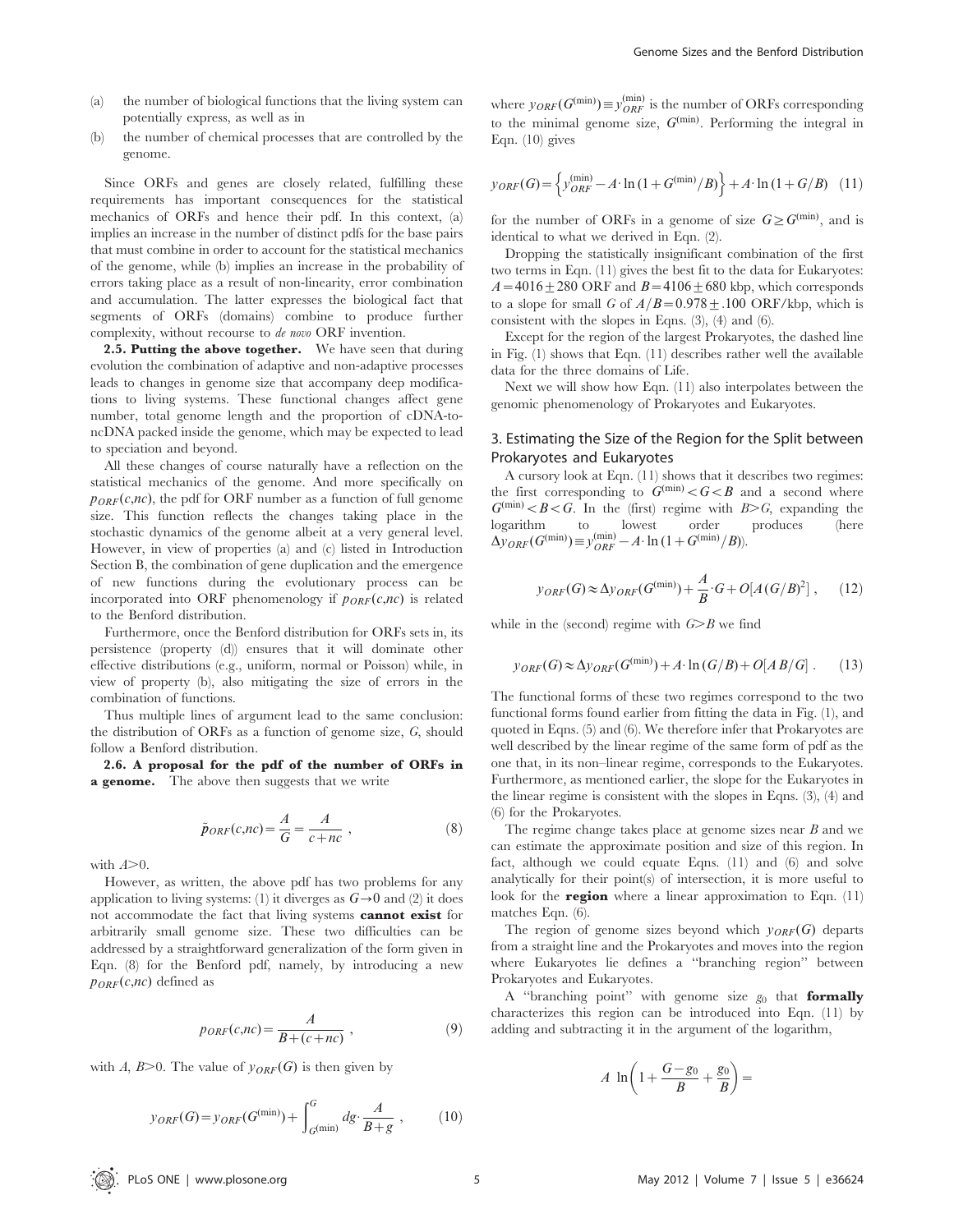(a) the number of biological functions that the living system can potentially express, as well as in

(b) the number of chemical processes that are controlled by the genome.

Since ORFs and genes are closely related, fulfilling these requirements has important consequences for the statistical mechanics of ORFs and hence their pdf. In this context, (a) implies an increase in the number of distinct pdfs for the base pairs that must combine in order to account for the statistical mechanics of the genome, while (b) implies an increase in the probability of errors taking place as a result of non-linearity, error combination and accumulation. The latter expresses the biological fact that segments of ORFs (domains) combine to produce further complexity, without recourse to *de novo* ORF invention.

**2.5. Putting the above together.** We have seen that during evolution the combination of adaptive and non-adaptive processes leads to changes in genome size that accompany deep modifications to living systems. These functional changes affect gene number, total genome length and the proportion of cDNA-to-ncDNA packed inside the genome, which may be expected to lead to speciation and beyond.

All these changes of course naturally have a reflection on the statistical mechanics of the genome. And more specifically on $p_{ORF}(c,nc)$, the pdf for ORF number as a function of full genome size. This function reflects the changes taking place in the stochastic dynamics of the genome albeit at a very general level. However, in view of properties (a) and (c) listed in Introduction Section B, the combination of gene duplication and the emergence of new functions during the evolutionary process can be incorporated into ORF phenomenology if $p_{ORF}(c,nc)$ is related to the Benford distribution.

Furthermore, once the Benford distribution for ORFs sets in, its persistence (property (d)) ensures that it will dominate other effective distributions (e.g., uniform, normal or Poisson) while, in view of property (b), also mitigating the size of errors in the combination of functions.

Thus multiple lines of argument lead to the same conclusion: the distribution of ORFs as a function of genome size, $G$, should follow a Benford distribution.

**2.6. A proposal for the pdf of the number of ORFs in a genome.** The above then suggests that we write

$$\tilde{p}_{ORF}(c,nc) = \frac{A}{G} = \frac{A}{c+nc} \ , \tag{8}$$

with $A>0$.

However, as written, the above pdf has two problems for any application to living systems: (1) it diverges as $G \to 0$ and (2) it does not accommodate the fact that living systems **cannot exist** for arbitrarily small genome size. These two difficulties can be addressed by a straightforward generalization of the form given in Eqn. (8) for the Benford pdf, namely, by introducing a new $p_{ORF}(c,nc)$ defined as

$$p_{ORF}(c,nc) = \frac{A}{B+(c+nc)} \ , \tag{9}$$

with $A$, $B>0$. The value of $y_{ORF}(G)$ is then given by

$$y_{ORF}(G) = y_{ORF}(G^{(\min)}) + \int_{G^{(\min)}}^{G} dg \cdot \frac{A}{B+g} \ , \tag{10}$$

where $y_{ORF}(G^{(\min)}) \equiv y_{ORF}^{(\min)}$ is the number of ORFs corresponding to the minimal genome size, $G^{(\min)}$. Performing the integral in Eqn. (10) gives

$$y_{ORF}(G) = \left\{ y_{ORF}^{(\min)} - A \cdot \ln\left(1 + G^{(\min)}/B\right) \right\} + A \cdot \ln(1 + G/B) \tag{11}$$

for the number of ORFs in a genome of size $G \geq G^{(\min)}$, and is identical to what we derived in Eqn. (2).

Dropping the statistically insignificant combination of the first two terms in Eqn. (11) gives the best fit to the data for Eukaryotes: $A = 4016 \pm 280$ ORF and $B = 4106 \pm 680$ kbp, which corresponds to a slope for small $G$ of $A/B = 0.978 \pm .100$ ORF/kbp, which is consistent with the slopes in Eqns. (3), (4) and (6).

Except for the region of the largest Prokaryotes, the dashed line in Fig. (1) shows that Eqn. (11) describes rather well the available data for the three domains of Life.

Next we will show how Eqn. (11) also interpolates between the genomic phenomenology of Prokaryotes and Eukaryotes.

## 3. Estimating the Size of the Region for the Split between Prokaryotes and Eukaryotes

A cursory look at Eqn. (11) shows that it describes two regimes: the first corresponding to $G^{(\min)} < G < B$ and a second where $G^{(\min)} < B < G$. In the (first) regime with $B > G$, expanding the logarithm to lowest order produces (here $\Delta y_{ORF}(G^{(\min)}) \equiv y_{ORF}^{(\min)} - A \cdot \ln(1 + G^{(\min)}/B)$).

$$y_{ORF}(G) \approx \Delta y_{ORF}(G^{(\min)}) + \frac{A}{B} \cdot G + O\left[A\,(G/B)^2\right] \ , \tag{12}$$

while in the (second) regime with $G > B$ we find

$$y_{ORF}(G) \approx \Delta y_{ORF}(G^{(\min)}) + A \cdot \ln(G/B) + O[A\,B/G] \ . \tag{13}$$

The functional forms of these two regimes correspond to the two functional forms found earlier from fitting the data in Fig. (1), and quoted in Eqns. (5) and (6). We therefore infer that Prokaryotes are well described by the linear regime of the same form of pdf as the one that, in its non–linear regime, corresponds to the Eukaryotes. Furthermore, as mentioned earlier, the slope for the Eukaryotes in the linear regime is consistent with the slopes in Eqns. (3), (4) and (6) for the Prokaryotes.

The regime change takes place at genome sizes near $B$ and we can estimate the approximate position and size of this region. In fact, although we could equate Eqns. (11) and (6) and solve analytically for their point(s) of intersection, it is more useful to look for the **region** where a linear approximation to Eqn. (11) matches Eqn. (6).

The region of genome sizes beyond which $y_{ORF}(G)$ departs from a straight line and the Prokaryotes and moves into the region where Eukaryotes lie defines a "branching region" between Prokaryotes and Eukaryotes.

A "branching point" with genome size $g_0$ that **formally** characterizes this region can be introduced into Eqn. (11) by adding and subtracting it in the argument of the logarithm,

$$A \ \ln\left(1 + \frac{G-g_0}{B} + \frac{g_0}{B}\right) =$$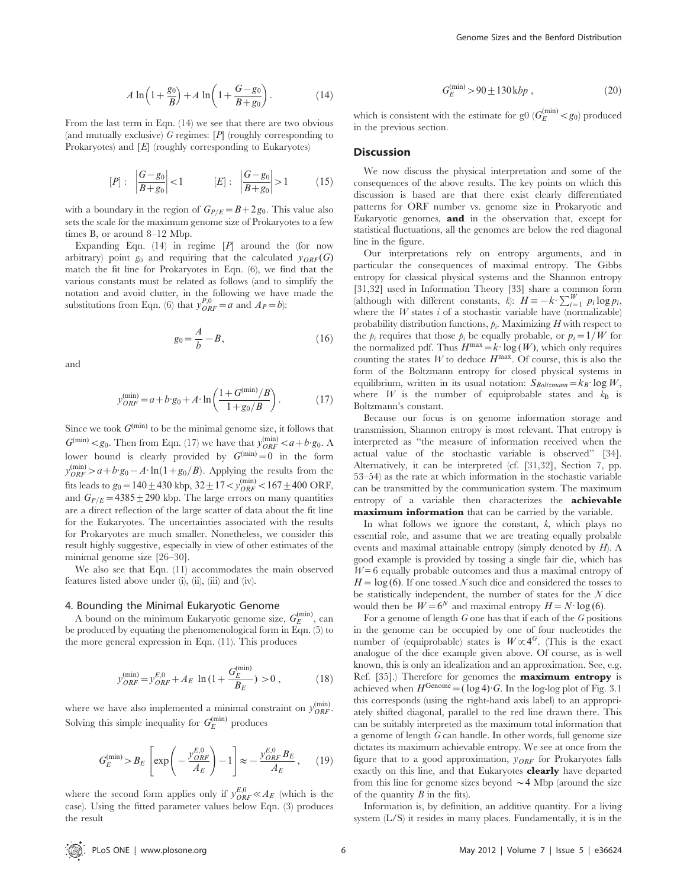$$A\,\ln\!\left(1+\frac{g_0}{B}\right)+A\,\ln\!\left(1+\frac{G-g_0}{B+g_0}\right). \tag{14}$$

From the last term in Eqn. (14) we see that there are two obvious (and mutually exclusive) $G$ regimes: $[P]$ (roughly corresponding to Prokaryotes) and $[E]$ (roughly corresponding to Eukaryotes)

$$[P]:\ \left|\frac{G-g_0}{B+g_0}\right|<1 \qquad [E]:\ \left|\frac{G-g_0}{B+g_0}\right|>1 \tag{15}$$

with a boundary in the region of $G_{P/E}=B+2g_0$. This value also sets the scale for the maximum genome size of Prokaryotes to a few times B, or around 8–12 Mbp.

Expanding Eqn. (14) in regime $[P]$ around the (for now arbitrary) point $g_0$ and requiring that the calculated $y_{ORF}(G)$ match the fit line for Prokaryotes in Eqn. (6), we find that the various constants must be related as follows (and to simplify the notation and avoid clutter, in the following we have made the substitutions from Eqn. (6) that $y_{ORF}^{P,0}=a$ and $A_P=b$):

$$g_0=\frac{A}{b}-B, \tag{16}$$

and

$$y_{ORF}^{(\min)}=a+b\cdot g_0+A\cdot\ln\!\left(\frac{1+G^{(\min)}/B}{1+g_0/B}\right). \tag{17}$$

Since we took $G^{(\min)}$ to be the minimal genome size, it follows that $G^{(\min)}<g_0$. Then from Eqn. (17) we have that $y_{ORF}^{(\min)}<a+b\cdot g_0$. A lower bound is clearly provided by $G^{(\min)}=0$ in the form $y_{ORF}^{(\min)}>a+b\cdot g_0-A\cdot\ln(1+g_0/B)$. Applying the results from the fits leads to $g_0=140\pm430$ kbp, $32\pm17<y_{ORF}^{(\min)}<167\pm400$ ORF, and $G_{P/E}=4385\pm290$ kbp. The large errors on many quantities are a direct reflection of the large scatter of data about the fit line for the Eukaryotes. The uncertainties associated with the results for Prokaryotes are much smaller. Nonetheless, we consider this result highly suggestive, especially in view of other estimates of the minimal genome size [26–30].

We also see that Eqn. (11) accommodates the main observed features listed above under (i), (ii), (iii) and (iv).

### 4. Bounding the Minimal Eukaryotic Genome

A bound on the minimum Eukaryotic genome size, $G_E^{(\min)}$, can be produced by equating the phenomenological form in Eqn. (5) to the more general expression in Eqn. (11). This produces

$$y_{ORF}^{(\min)}=y_{ORF}^{E,0}+A_E\ \ln\big(1+\frac{G_E^{(\min)}}{B_E}\big)>0\,, \tag{18}$$

where we have also implemented a minimal constraint on $y_{ORF}^{(\min)}$. Solving this simple inequality for $G_E^{(\min)}$ produces

$$G_E^{(\min)}>B_E\left[\exp\!\left(-\frac{y_{ORF}^{E,0}}{A_E}\right)-1\right]\approx-\frac{y_{ORF}^{E,0}B_E}{A_E}, \tag{19}$$

where the second form applies only if $y_{ORF}^{E,0}\ll A_E$ (which is the case). Using the fitted parameter values below Eqn. (3) produces the result

$$G_E^{(\min)}>90\pm130\,\text{kbp}\,, \tag{20}$$

which is consistent with the estimate for g0 ($G_E^{(\min)}<g_0$) produced in the previous section.

## Discussion

We now discuss the physical interpretation and some of the consequences of the above results. The key points on which this discussion is based are that there exist clearly differentiated patterns for ORF number vs. genome size in Prokaryotic and Eukaryotic genomes, **and** in the observation that, except for statistical fluctuations, all the genomes are below the red diagonal line in the figure.

Our interpretations rely on entropy arguments, and in particular the consequences of maximal entropy. The Gibbs entropy for classical physical systems and the Shannon entropy [31,32] used in Information Theory [33] share a common form (although with different constants, $k$): $H\equiv-k\cdot\sum_{i=1}^{W}p_i\log p_i$, where the $W$ states $i$ of a stochastic variable have (normalizable) probability distribution functions, $p_i$. Maximizing $H$ with respect to the $p_i$ requires that those $p_i$ be equally probable, or $p_i=1/W$ for the normalized pdf. Thus $H^{\max}=k\cdot\log(W)$, which only requires counting the states $W$ to deduce $H^{\max}$. Of course, this is also the form of the Boltzmann entropy for closed physical systems in equilibrium, written in its usual notation: $S_{Boltzmann}=k_B\cdot\log W$, where $W$ is the number of equiprobable states and $k_B$ is Boltzmann's constant.

Because our focus is on genome information storage and transmission, Shannon entropy is most relevant. That entropy is interpreted as "the measure of information received when the actual value of the stochastic variable is observed" [34]. Alternatively, it can be interpreted (cf. [31,32], Section 7, pp. 53–54) as the rate at which information in the stochastic variable can be transmitted by the communication system. The maximum entropy of a variable then characterizes the **achievable maximum information** that can be carried by the variable.

In what follows we ignore the constant, $k$, which plays no essential role, and assume that we are treating equally probable events and maximal attainable entropy (simply denoted by $H$). A good example is provided by tossing a single fair die, which has $W=6$ equally probable outcomes and thus a maximal entropy of $H=\log(6)$. If one tossed $N$ such dice and considered the tosses to be statistically independent, the number of states for the $N$ dice would then be $W=6^N$ and maximal entropy $H=N\cdot\log(6)$.

For a genome of length $G$ one has that if each of the $G$ positions in the genome can be occupied by one of four nucleotides the number of (equiprobable) states is $W\propto4^G$. (This is the exact analogue of the dice example given above. Of course, as is well known, this is only an idealization and an approximation. See, e.g. Ref. [35].) Therefore for genomes the **maximum entropy** is achieved when $H^{\text{Genome}}=(\log4)\cdot G$. In the log-log plot of Fig. 3.1 this corresponds (using the right-hand axis label) to an appropriately shifted diagonal, parallel to the red line drawn there. This can be suitably interpreted as the maximum total information that a genome of length $G$ can handle. In other words, full genome size dictates its maximum achievable entropy. We see at once from the figure that to a good approximation, $y_{ORF}$ for Prokaryotes falls exactly on this line, and that Eukaryotes **clearly** have departed from this line for genome sizes beyond $\sim4$ Mbp (around the size of the quantity $B$ in the fits).

Information is, by definition, an additive quantity. For a living system (L/S) it resides in many places. Fundamentally, it is in the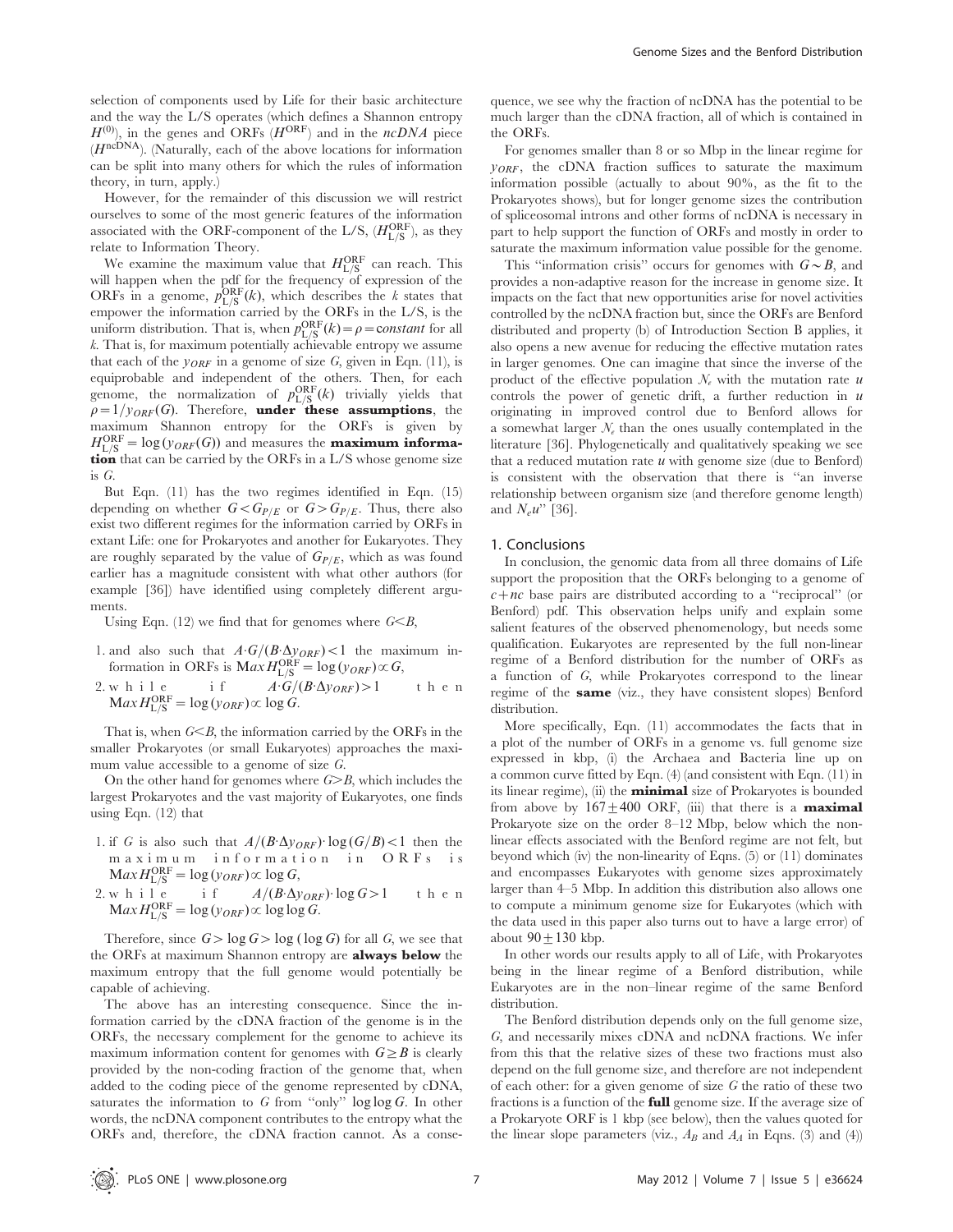selection of components used by Life for their basic architecture and the way the L/S operates (which defines a Shannon entropy $H^{(0)}$), in the genes and ORFs ($H^{\rm ORF}$) and in the *ncDNA* piece ($H^{\rm ncDNA}$). (Naturally, each of the above locations for information can be split into many others for which the rules of information theory, in turn, apply.)

However, for the remainder of this discussion we will restrict ourselves to some of the most generic features of the information associated with the ORF-component of the L/S, ($H_{\rm L/S}^{\rm ORF}$), as they relate to Information Theory.

We examine the maximum value that $H_{\rm L/S}^{\rm ORF}$ can reach. This will happen when the pdf for the frequency of expression of the ORFs in a genome, $p_{\rm L/S}^{\rm ORF}(k)$, which describes the $k$ states that empower the information carried by the ORFs in the L/S, is the uniform distribution. That is, when $p_{\rm L/S}^{\rm ORF}(k) = \rho = constant$ for all $k$. That is, for maximum potentially achievable entropy we assume that each of the $y_{ORF}$ in a genome of size $G$, given in Eqn. (11), is equiprobable and independent of the others. Then, for each genome, the normalization of $p_{\rm L/S}^{\rm ORF}(k)$ trivially yields that $\rho = 1/y_{ORF}(G)$. Therefore, **under these assumptions**, the maximum Shannon entropy for the ORFs is given by $H_{\rm L/S}^{\rm ORF} = \log(y_{ORF}(G))$ and measures the **maximum information** that can be carried by the ORFs in a L/S whose genome size is $G$.

But Eqn. (11) has the two regimes identified in Eqn. (15) depending on whether $G < G_{P/E}$ or $G > G_{P/E}$. Thus, there also exist two different regimes for the information carried by ORFs in extant Life: one for Prokaryotes and another for Eukaryotes. They are roughly separated by the value of $G_{P/E}$, which as was found earlier has a magnitude consistent with what other authors (for example [36]) have identified using completely different arguments.

Using Eqn. (12) we find that for genomes where $G < B$,

1. and also such that $A \cdot G/(B \cdot \Delta y_{ORF}) < 1$ the maximum information in ORFs is ${\rm Max}\, H_{\rm L/S}^{\rm ORF} = \log(y_{ORF}) \propto G$,
2. while if $A \cdot G/(B \cdot \Delta y_{ORF}) > 1$ then ${\rm Max}\, H_{\rm L/S}^{\rm ORF} = \log(y_{ORF}) \propto \log G$.

That is, when $G < B$, the information carried by the ORFs in the smaller Prokaryotes (or small Eukaryotes) approaches the maximum value accessible to a genome of size $G$.

On the other hand for genomes where $G > B$, which includes the largest Prokaryotes and the vast majority of Eukaryotes, one finds using Eqn. (12) that

1. if $G$ is also such that $A/(B \cdot \Delta y_{ORF}) \cdot \log(G/B) < 1$ then the maximum information in ORFs is ${\rm Max}\, H_{\rm L/S}^{\rm ORF} = \log(y_{ORF}) \propto \log G$,
2. while if $A/(B \cdot \Delta y_{ORF}) \cdot \log G > 1$ then ${\rm Max}\, H_{\rm L/S}^{\rm ORF} = \log(y_{ORF}) \propto \log \log G$.

Therefore, since $G > \log G > \log(\log G)$ for all $G$, we see that the ORFs at maximum Shannon entropy are **always below** the maximum entropy that the full genome would potentially be capable of achieving.

The above has an interesting consequence. Since the information carried by the cDNA fraction of the genome is in the ORFs, the necessary complement for the genome to achieve its maximum information content for genomes with $G \geq B$ is clearly provided by the non-coding fraction of the genome that, when added to the coding piece of the genome represented by cDNA, saturates the information to $G$ from "only" $\log \log G$. In other words, the ncDNA component contributes to the entropy what the ORFs and, therefore, the cDNA fraction cannot. As a consequence, we see why the fraction of ncDNA has the potential to be much larger than the cDNA fraction, all of which is contained in the ORFs.

For genomes smaller than 8 or so Mbp in the linear regime for $y_{ORF}$, the cDNA fraction suffices to saturate the maximum information possible (actually to about 90%, as the fit to the Prokaryotes shows), but for longer genome sizes the contribution of spliceosomal introns and other forms of ncDNA is necessary in part to help support the function of ORFs and mostly in order to saturate the maximum information value possible for the genome.

This "information crisis" occurs for genomes with $G \sim B$, and provides a non-adaptive reason for the increase in genome size. It impacts on the fact that new opportunities arise for novel activities controlled by the ncDNA fraction but, since the ORFs are Benford distributed and property (b) of Introduction Section B applies, it also opens a new avenue for reducing the effective mutation rates in larger genomes. One can imagine that since the inverse of the product of the effective population $N_e$ with the mutation rate $u$ controls the power of genetic drift, a further reduction in $u$ originating in improved control due to Benford allows for a somewhat larger $N_e$ than the ones usually contemplated in the literature [36]. Phylogenetically and qualitatively speaking we see that a reduced mutation rate $u$ with genome size (due to Benford) is consistent with the observation that there is "an inverse relationship between organism size (and therefore genome length) and $N_e u$" [36].

## 1. Conclusions

In conclusion, the genomic data from all three domains of Life support the proposition that the ORFs belonging to a genome of $c + nc$ base pairs are distributed according to a "reciprocal" (or Benford) pdf. This observation helps unify and explain some salient features of the observed phenomenology, but needs some qualification. Eukaryotes are represented by the full non-linear regime of a Benford distribution for the number of ORFs as a function of $G$, while Prokaryotes correspond to the linear regime of the **same** (viz., they have consistent slopes) Benford distribution.

More specifically, Eqn. (11) accommodates the facts that in a plot of the number of ORFs in a genome vs. full genome size expressed in kbp, (i) the Archaea and Bacteria line up on a common curve fitted by Eqn. (4) (and consistent with Eqn. (11) in its linear regime), (ii) the **minimal** size of Prokaryotes is bounded from above by $167 \pm 400$ ORF, (iii) that there is a **maximal** Prokaryote size on the order 8–12 Mbp, below which the non-linear effects associated with the Benford regime are not felt, but beyond which (iv) the non-linearity of Eqns. (5) or (11) dominates and encompasses Eukaryotes with genome sizes approximately larger than 4–5 Mbp. In addition this distribution also allows one to compute a minimum genome size for Eukaryotes (which with the data used in this paper also turns out to have a large error) of about $90 \pm 130$ kbp.

In other words our results apply to all of Life, with Prokaryotes being in the linear regime of a Benford distribution, while Eukaryotes are in the non–linear regime of the same Benford distribution.

The Benford distribution depends only on the full genome size, $G$, and necessarily mixes cDNA and ncDNA fractions. We infer from this that the relative sizes of these two fractions must also depend on the full genome size, and therefore are not independent of each other: for a given genome of size $G$ the ratio of these two fractions is a function of the **full** genome size. If the average size of a Prokaryote ORF is 1 kbp (see below), then the values quoted for the linear slope parameters (viz., $A_B$ and $A_A$ in Eqns. (3) and (4))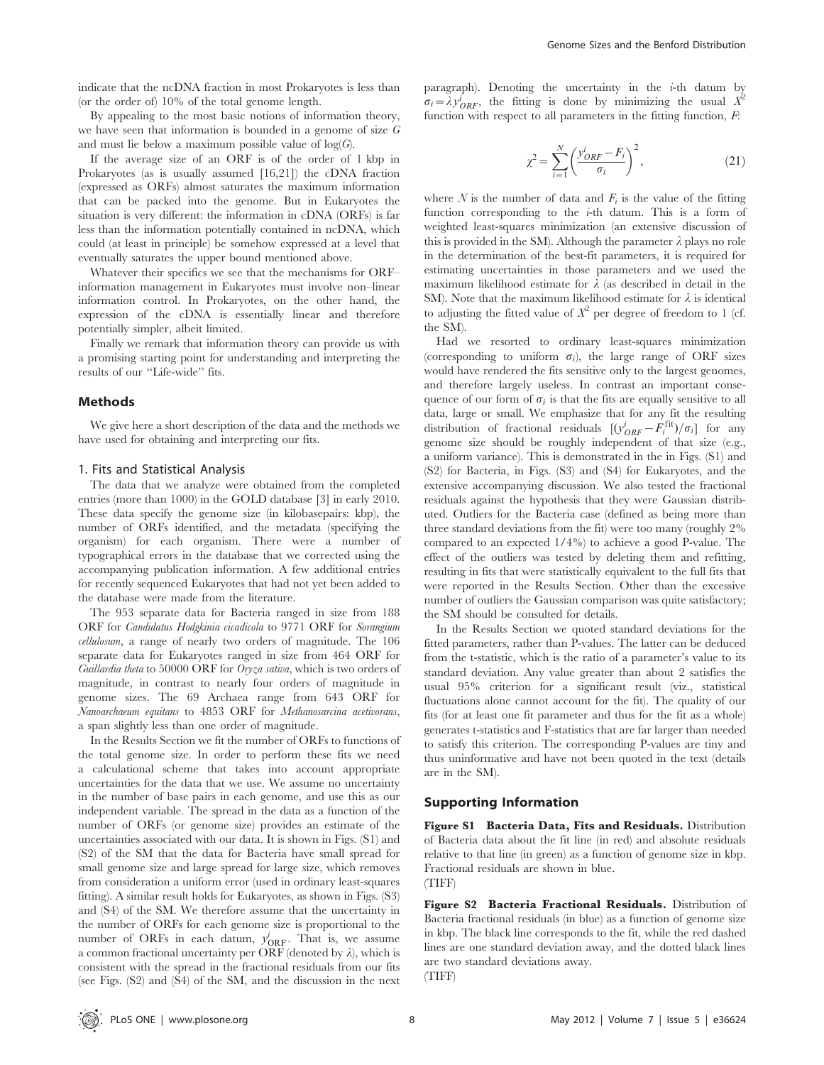indicate that the ncDNA fraction in most Prokaryotes is less than (or the order of) 10% of the total genome length.

By appealing to the most basic notions of information theory, we have seen that information is bounded in a genome of size $G$ and must lie below a maximum possible value of $\log(G)$.

If the average size of an ORF is of the order of 1 kbp in Prokaryotes (as is usually assumed [16,21]) the cDNA fraction (expressed as ORFs) almost saturates the maximum information that can be packed into the genome. But in Eukaryotes the situation is very different: the information in cDNA (ORFs) is far less than the information potentially contained in ncDNA, which could (at least in principle) be somehow expressed at a level that eventually saturates the upper bound mentioned above.

Whatever their specifics we see that the mechanisms for ORF–information management in Eukaryotes must involve non–linear information control. In Prokaryotes, on the other hand, the expression of the cDNA is essentially linear and therefore potentially simpler, albeit limited.

Finally we remark that information theory can provide us with a promising starting point for understanding and interpreting the results of our "Life-wide" fits.

## Methods

We give here a short description of the data and the methods we have used for obtaining and interpreting our fits.

### 1. Fits and Statistical Analysis

The data that we analyze were obtained from the completed entries (more than 1000) in the GOLD database [3] in early 2010. These data specify the genome size (in kilobasepairs: kbp), the number of ORFs identified, and the metadata (specifying the organism) for each organism. There were a number of typographical errors in the database that we corrected using the accompanying publication information. A few additional entries for recently sequenced Eukaryotes that had not yet been added to the database were made from the literature.

The 953 separate data for Bacteria ranged in size from 188 ORF for *Candidatus Hodgkinia cicadicola* to 9771 ORF for *Sorangium cellulosum*, a range of nearly two orders of magnitude. The 106 separate data for Eukaryotes ranged in size from 464 ORF for *Guillardia theta* to 50000 ORF for *Oryza sativa*, which is two orders of magnitude, in contrast to nearly four orders of magnitude in genome sizes. The 69 Archaea range from 643 ORF for *Nanoarchaeum equitans* to 4853 ORF for *Methanosarcina acetivorans*, a span slightly less than one order of magnitude.

In the Results Section we fit the number of ORFs to functions of the total genome size. In order to perform these fits we need a calculational scheme that takes into account appropriate uncertainties for the data that we use. We assume no uncertainty in the number of base pairs in each genome, and use this as our independent variable. The spread in the data as a function of the number of ORFs (or genome size) provides an estimate of the uncertainties associated with our data. It is shown in Figs. (S1) and (S2) of the SM that the data for Bacteria have small spread for small genome size and large spread for large size, which removes from consideration a uniform error (used in ordinary least-squares fitting). A similar result holds for Eukaryotes, as shown in Figs. (S3) and (S4) of the SM. We therefore assume that the uncertainty in the number of ORFs for each genome size is proportional to the number of ORFs in each datum, $y^i_{\mathrm{ORF}}$. That is, we assume a common fractional uncertainty per ORF (denoted by $\lambda$), which is consistent with the spread in the fractional residuals from our fits (see Figs. (S2) and (S4) of the SM, and the discussion in the next paragraph). Denoting the uncertainty in the $i$-th datum by $\sigma_i = \lambda y^i_{ORF}$, the fitting is done by minimizing the usual $X^2$ function with respect to all parameters in the fitting function, $F$:

$$\chi^2 = \sum_{i=1}^{N} \left( \frac{y^i_{ORF} - F_i}{\sigma_i} \right)^2, \tag{21}$$

where $N$ is the number of data and $F_i$ is the value of the fitting function corresponding to the $i$-th datum. This is a form of weighted least-squares minimization (an extensive discussion of this is provided in the SM). Although the parameter $\lambda$ plays no role in the determination of the best-fit parameters, it is required for estimating uncertainties in those parameters and we used the maximum likelihood estimate for $\lambda$ (as described in detail in the SM). Note that the maximum likelihood estimate for $\lambda$ is identical to adjusting the fitted value of $X^2$ per degree of freedom to 1 (cf. the SM).

Had we resorted to ordinary least-squares minimization (corresponding to uniform $\sigma_i$), the large range of ORF sizes would have rendered the fits sensitive only to the largest genomes, and therefore largely useless. In contrast an important consequence of our form of $\sigma_i$ is that the fits are equally sensitive to all data, large or small. We emphasize that for any fit the resulting distribution of fractional residuals $[(y^i_{ORF} - F^{\mathrm{fit}}_i)/\sigma_i]$ for any genome size should be roughly independent of that size (e.g., a uniform variance). This is demonstrated in the in Figs. (S1) and (S2) for Bacteria, in Figs. (S3) and (S4) for Eukaryotes, and the extensive accompanying discussion. We also tested the fractional residuals against the hypothesis that they were Gaussian distributed. Outliers for the Bacteria case (defined as being more than three standard deviations from the fit) were too many (roughly 2% compared to an expected 1/4%) to achieve a good P-value. The effect of the outliers was tested by deleting them and refitting, resulting in fits that were statistically equivalent to the full fits that were reported in the Results Section. Other than the excessive number of outliers the Gaussian comparison was quite satisfactory; the SM should be consulted for details.

In the Results Section we quoted standard deviations for the fitted parameters, rather than P-values. The latter can be deduced from the t-statistic, which is the ratio of a parameter's value to its standard deviation. Any value greater than about 2 satisfies the usual 95% criterion for a significant result (viz., statistical fluctuations alone cannot account for the fit). The quality of our fits (for at least one fit parameter and thus for the fit as a whole) generates t-statistics and F-statistics that are far larger than needed to satisfy this criterion. The corresponding P-values are tiny and thus uninformative and have not been quoted in the text (details are in the SM).

## Supporting Information

**Figure S1 Bacteria Data, Fits and Residuals.** Distribution of Bacteria data about the fit line (in red) and absolute residuals relative to that line (in green) as a function of genome size in kbp. Fractional residuals are shown in blue.
(TIFF)

**Figure S2 Bacteria Fractional Residuals.** Distribution of Bacteria fractional residuals (in blue) as a function of genome size in kbp. The black line corresponds to the fit, while the red dashed lines are one standard deviation away, and the dotted black lines are two standard deviations away.
(TIFF)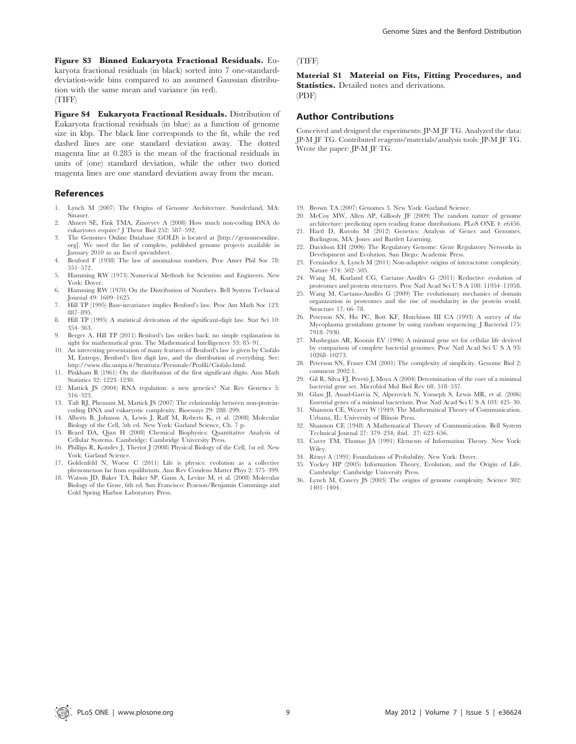**Figure S3 Binned Eukaryota Fractional Residuals.** Eukaryota fractional residuals (in black) sorted into 7 one-standard-deviation-wide bins compared to an assumed Gaussian distribution with the same mean and variance (in red).
(TIFF)

**Figure S4 Eukaryota Fractional Residuals.** Distribution of Eukaryota fractional residuals (in blue) as a function of genome size in kbp. The black line corresponds to the fit, while the red dashed lines are one standard deviation away. The dotted magenta line at 0.285 is the mean of the fractional residuals in units of (one) standard deviation, while the other two dotted magenta lines are one standard deviation away from the mean.
(TIFF)

**Material S1 Material on Fits, Fitting Procedures, and Statistics.** Detailed notes and derivations.
(PDF)

## Author Contributions

Conceived and designed the experiments: JP-M JF TG. Analyzed the data: JP-M JF TG. Contributed reagents/materials/analysis tools: JP-M JF TG. Wrote the paper: JP-M JF TG.

## References

1. Lynch M (2007) The Origins of Genome Architecture. Sunderland, MA: Sinauer.
2. Ahnert SE, Fink TMA, Zinovyev A (2008) How much non-coding DNA do eukaryotes require? J Theor Biol 252: 587–592.
3. The Genomes Online Database (GOLD) is located at [http://genomesonline.org]. We used the list of complete, published genome projects available in January 2010 as an Excel spreadsheet.
4. Benford F (1938) The law of anomalous numbers. Proc Amer Phil Soc 78: 551–572.
5. Hamming RW (1973) Numerical Methods for Scientists and Engineers. New York: Dover.
6. Hamming RW (1970) On the Distribution of Numbers. Bell System Technical Journal 49: 1609–1625.
7. Hill TP (1995) Base-invariance implies Benford's law. Proc Am Math Soc 123: 887–895.
8. Hill TP (1995) A statistical derivation of the significant-digit law. Stat Sci 10: 354–363.
9. Berger A, Hill TP (2011) Benford's law strikes back: no simple explanation in sight for mathematical gem. The Mathematical Intelligencer 33: 85–91.
10. An interesting presentation of many features of Benford's law is given by Ciofalo M, Entropy, Benford's first digit law, and the distribution of everything. See: http://www.din.unipa.it/Struttura/Personale/Profili/Ciofalo.html.
11. Pinkham R (1961) On the distribution of the first significant digits. Ann Math Statistics 32: 1223–1230.
12. Mattick JS (2004) RNA regulation: a new genetics? Nat Rev Genetics 5: 316–323.
13. Taft RJ, Pheasant M, Mattick JS (2007) The relationship between non-protein-coding DNA and eukaryotic complexity. Bioessays 29: 288–299.
14. Alberts B, Johnson A, Lewis J, Raff M, Roberts K, et al. (2008) Molecular Biology of the Cell, 5th ed. New York: Garland Science, Ch. 7 p.
15. Beard DA, Qian H (2008) Chemical Biophysics: Quantitative Analysis of Cellular Systems. Cambridge: Cambridge University Press.
16. Phillips R, Kondev J, Theriot J (2008) Physical Biology of the Cell, 1st ed. New York: Garland Science.
17. Goldenfeld N, Woese C (2011) Life is physics: evolution as a collective phenomenon far from equilibrium. Ann Rev Condens Matter Phys 2: 375–399.
18. Watson JD, Baker TA, Baker SP, Gann A, Levine M, et al. (2008) Molecular Biology of the Gene, 6th ed. San Francisco: Pearson/Benjamin Cummings and Cold Spring Harbor Laboratory Press.
19. Brown TA (2007) Genomes 3. New York: Garland Science.
20. McCoy MW, Allen AP, Gillooly JF (2009) The random nature of genome architecture: predicting open reading frame distributions. PLoS ONE 4: e6456.
21. Hartl D, Ruvolo M (2012) Genetics: Analysis of Genes and Genomes. Burlington, MA: Jones and Bartlett Learning.
22. Davidson EH (2006) The Regulatory Genome: Gene Regulatory Networks in Development and Evolution. San Diego: Academic Press.
23. Fernández A, Lynch M (2011) Non-adaptive origins of interactome complexity. Nature 474: 502–505.
24. Wang M, Kurland CG, Caetano–Anollés G (2011) Reductive evolution of proteomes and protein structures. Proc Natl Acad Sci U S A 108: 11954–11958.
25. Wang M, Caetano-Anollés G (2009) The evolutionary mechanics of domain organization in proteomes and the rise of modularity in the protein world. Structure 17: 66–78.
26. Peterson SN, Hu PC, Bott KF, Hutchison III CA (1993) A survey of the Mycoplasma genitalium genome by using random sequencing. J Bacteriol 175: 7918–7930.
27. Mushegian AR, Koonin EV (1996) A minimal gene set for cellular life derived by comparison of complete bacterial genomes. Proc Natl Acad Sci U S A 93: 10268–10273.
28. Peterson SN, Fraser CM (2001) The complexity of simplicity. Genome Biol 2: comment 2002.1.
29. Gil R, Silva FJ, Peretó J, Moya A (2004) Determination of the core of a minimal bacterial gene set. Microbiol Mol Biol Rev 68: 518–537.
30. Glass JI, Assad-Garcia N, Alperovich N, Yooseph S, Lewis MR, et al. (2006) Essential genes of a minimal bacterium. Proc Natl Acad Sci U S A 103: 425–30.
31. Shannon CE, Weaver W (1949) The Mathematical Theory of Communication. Urbana, IL: University of Illinois Press.
32. Shannon CE (1948) A Mathematical Theory of Communication. Bell System Technical Journal 27: 379–234; ibid. 27: 623–656.
33. Cover TM, Thomas JA (1991) Elements of Information Theory. New York: Wiley.
34. Rényi A (1991) Foundations of Probability. New York: Dover.
35. Yockey HP (2005) Information Theory, Evolution, and the Origin of Life. Cambridge: Cambridge University Press.
36. Lynch M, Conery JS (2003) The origins of genome complexity. Science 302: 1401–1404.